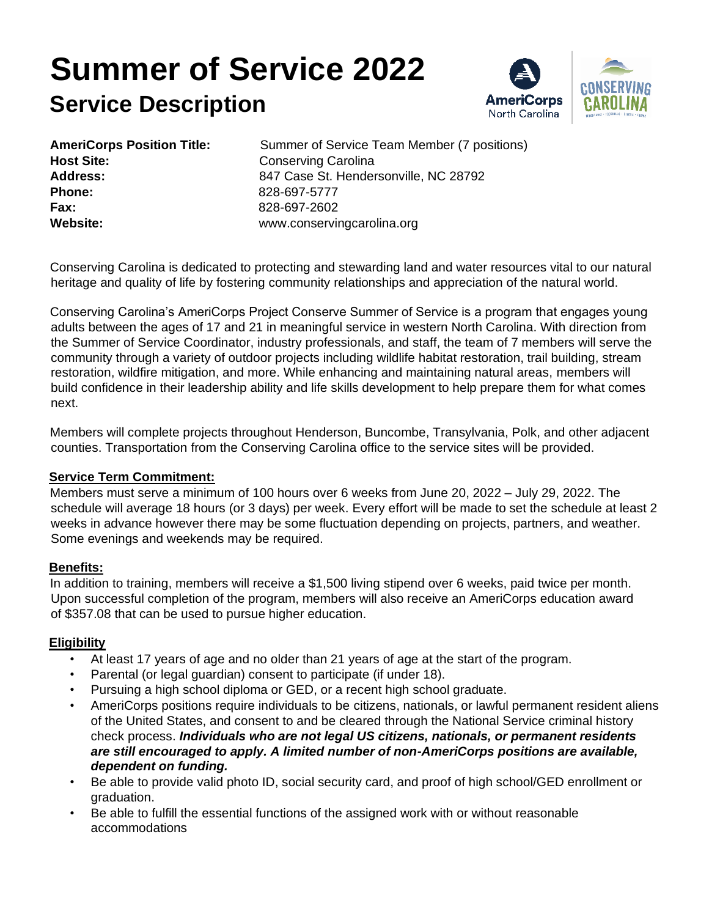# Summer of Service 2022

## Service Description

**AmeriCorps Position Title:** Summer of Service Team Member (7 positions)
**Host Site:** Conserving Carolina
**Address:** 847 Case St. Hendersonville, NC 28792
**Phone:** 828-697-5777
**Fax:** 828-697-2602
**Website:** www.conservingcarolina.org

Conserving Carolina is dedicated to protecting and stewarding land and water resources vital to our natural heritage and quality of life by fostering community relationships and appreciation of the natural world.

Conserving Carolina's AmeriCorps Project Conserve Summer of Service is a program that engages young adults between the ages of 17 and 21 in meaningful service in western North Carolina. With direction from the Summer of Service Coordinator, industry professionals, and staff, the team of 7 members will serve the community through a variety of outdoor projects including wildlife habitat restoration, trail building, stream restoration, wildfire mitigation, and more. While enhancing and maintaining natural areas, members will build confidence in their leadership ability and life skills development to help prepare them for what comes next.

Members will complete projects throughout Henderson, Buncombe, Transylvania, Polk, and other adjacent counties. Transportation from the Conserving Carolina office to the service sites will be provided.

**Service Term Commitment:**

Members must serve a minimum of 100 hours over 6 weeks from June 20, 2022 – July 29, 2022. The schedule will average 18 hours (or 3 days) per week. Every effort will be made to set the schedule at least 2 weeks in advance however there may be some fluctuation depending on projects, partners, and weather. Some evenings and weekends may be required.

**Benefits:**

In addition to training, members will receive a $1,500 living stipend over 6 weeks, paid twice per month. Upon successful completion of the program, members will also receive an AmeriCorps education award of $357.08 that can be used to pursue higher education.

**Eligibility**

- At least 17 years of age and no older than 21 years of age at the start of the program.
- Parental (or legal guardian) consent to participate (if under 18).
- Pursuing a high school diploma or GED, or a recent high school graduate.
- AmeriCorps positions require individuals to be citizens, nationals, or lawful permanent resident aliens of the United States, and consent to and be cleared through the National Service criminal history check process. ***Individuals who are not legal US citizens, nationals, or permanent residents are still encouraged to apply. A limited number of non-AmeriCorps positions are available, dependent on funding.***
- Be able to provide valid photo ID, social security card, and proof of high school/GED enrollment or graduation.
- Be able to fulfill the essential functions of the assigned work with or without reasonable accommodations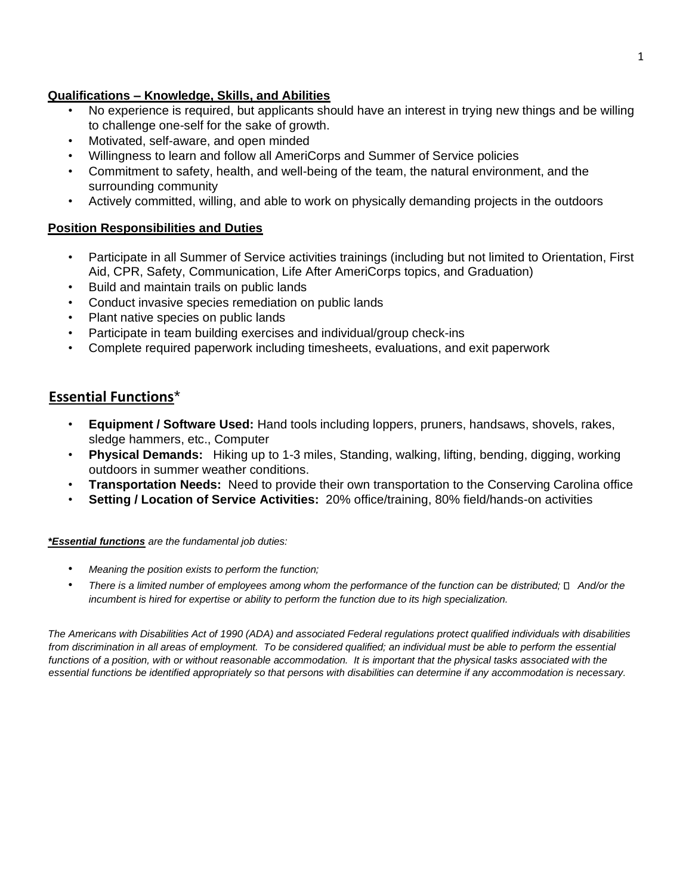**Qualifications – Knowledge, Skills, and Abilities**

- No experience is required, but applicants should have an interest in trying new things and be willing to challenge one-self for the sake of growth.
- Motivated, self-aware, and open minded
- Willingness to learn and follow all AmeriCorps and Summer of Service policies
- Commitment to safety, health, and well-being of the team, the natural environment, and the surrounding community
- Actively committed, willing, and able to work on physically demanding projects in the outdoors

**Position Responsibilities and Duties**

- Participate in all Summer of Service activities trainings (including but not limited to Orientation, First Aid, CPR, Safety, Communication, Life After AmeriCorps topics, and Graduation)
- Build and maintain trails on public lands
- Conduct invasive species remediation on public lands
- Plant native species on public lands
- Participate in team building exercises and individual/group check-ins
- Complete required paperwork including timesheets, evaluations, and exit paperwork

## Essential Functions*

- **Equipment / Software Used:** Hand tools including loppers, pruners, handsaws, shovels, rakes, sledge hammers, etc., Computer
- **Physical Demands:** Hiking up to 1-3 miles, Standing, walking, lifting, bending, digging, working outdoors in summer weather conditions.
- **Transportation Needs:** Need to provide their own transportation to the Conserving Carolina office
- **Setting / Location of Service Activities:** 20% office/training, 80% field/hands-on activities

***Essential functions*** *are the fundamental job duties:*

- *Meaning the position exists to perform the function;*
- *There is a limited number of employees among whom the performance of the function can be distributed;  And/or the incumbent is hired for expertise or ability to perform the function due to its high specialization.*

*The Americans with Disabilities Act of 1990 (ADA) and associated Federal regulations protect qualified individuals with disabilities from discrimination in all areas of employment. To be considered qualified; an individual must be able to perform the essential functions of a position, with or without reasonable accommodation. It is important that the physical tasks associated with the essential functions be identified appropriately so that persons with disabilities can determine if any accommodation is necessary.*